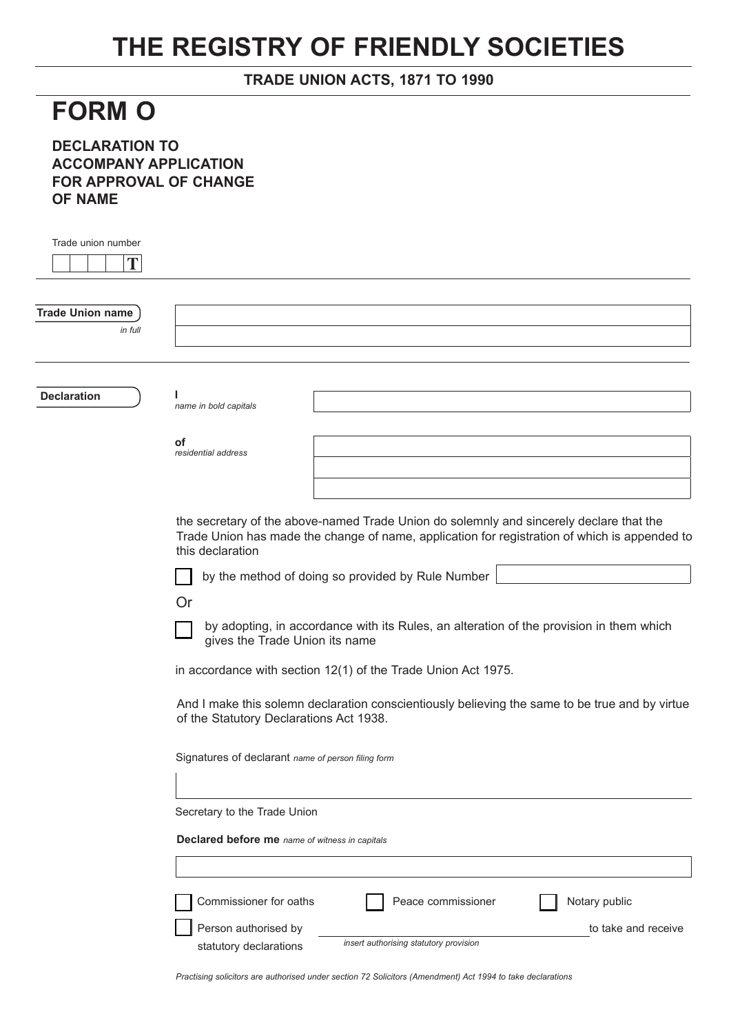# THE REGISTRY OF FRIENDLY SOCIETIES

**TRADE UNION ACTS, 1871 TO 1990**

# FORM O

**DECLARATION TO ACCOMPANY APPLICATION FOR APPROVAL OF CHANGE OF NAME**

Trade union number

| | | | | T |
|---|---|---|---|---|

**Trade Union name** *in full*

______________________________

______________________________

**Declaration**

**I** *name in bold capitals* ______________________________

**of** *residential address* ______________________________

______________________________

______________________________

the secretary of the above-named Trade Union do solemnly and sincerely declare that the Trade Union has made the change of name, application for registration of which is appended to this declaration

☐ by the method of doing so provided by Rule Number ______________

Or

☐ by adopting, in accordance with its Rules, an alteration of the provision in them which gives the Trade Union its name

in accordance with section 12(1) of the Trade Union Act 1975.

And I make this solemn declaration conscientiously believing the same to be true and by virtue of the Statutory Declarations Act 1938.

Signatures of declarant *name of person filing form*

______________________________

Secretary to the Trade Union

**Declared before me** *name of witness in capitals*

______________________________

☐ Commissioner for oaths ☐ Peace commissioner ☐ Notary public

☐ Person authorised by ______________________________ to take and receive statutory declarations

*insert authorising statutory provision*

*Practising solicitors are authorised under section 72 Solicitors (Amendment) Act 1994 to take declarations*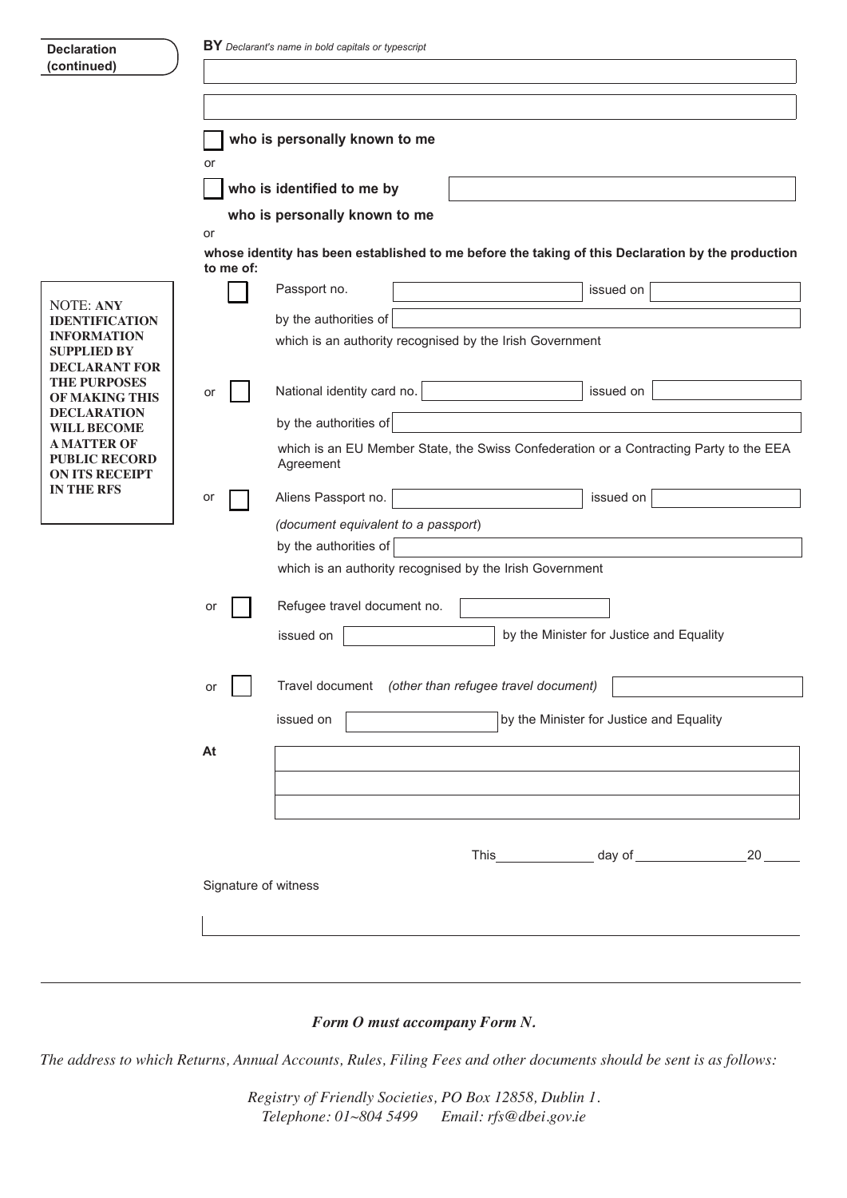**Declaration (continued)**

**BY** *Declarant's name in bold capitals or typescript*

\_\_\_\_\_\_\_\_\_\_\_\_\_\_\_\_\_\_\_\_\_\_\_\_\_\_\_\_\_\_\_\_\_\_\_\_\_\_\_\_

\_\_\_\_\_\_\_\_\_\_\_\_\_\_\_\_\_\_\_\_\_\_\_\_\_\_\_\_\_\_\_\_\_\_\_\_\_\_\_\_

☐ **who is personally known to me**

or

☐ **who is identified to me by** \_\_\_\_\_\_\_\_\_\_\_\_\_\_\_\_\_\_\_\_

**who is personally known to me**

or

**whose identity has been established to me before the taking of this Declaration by the production to me of:**

NOTE: **ANY IDENTIFICATION INFORMATION SUPPLIED BY DECLARANT FOR THE PURPOSES OF MAKING THIS DECLARATION WILL BECOME A MATTER OF PUBLIC RECORD ON ITS RECEIPT IN THE RFS**

☐ Passport no. \_\_\_\_\_\_\_\_\_\_\_\_\_\_\_\_ issued on \_\_\_\_\_\_\_\_\_\_\_\_

by the authorities of \_\_\_\_\_\_\_\_\_\_\_\_\_\_\_\_\_\_\_\_\_\_\_\_\_\_\_\_

which is an authority recognised by the Irish Government

or ☐ National identity card no. \_\_\_\_\_\_\_\_\_\_\_\_\_\_\_\_ issued on \_\_\_\_\_\_\_\_\_\_\_\_

by the authorities of \_\_\_\_\_\_\_\_\_\_\_\_\_\_\_\_\_\_\_\_\_\_\_\_\_\_\_\_

which is an EU Member State, the Swiss Confederation or a Contracting Party to the EEA Agreement

or ☐ Aliens Passport no. \_\_\_\_\_\_\_\_\_\_\_\_\_\_\_\_ issued on \_\_\_\_\_\_\_\_\_\_\_\_

*(document equivalent to a passport*)

by the authorities of \_\_\_\_\_\_\_\_\_\_\_\_\_\_\_\_\_\_\_\_\_\_\_\_\_\_\_\_

which is an authority recognised by the Irish Government

or ☐ Refugee travel document no. \_\_\_\_\_\_\_\_\_\_\_\_\_\_\_\_

issued on \_\_\_\_\_\_\_\_\_\_\_\_\_\_\_\_ by the Minister for Justice and Equality

or ☐ Travel document *(other than refugee travel document)* \_\_\_\_\_\_\_\_\_\_\_\_\_\_\_\_

issued on \_\_\_\_\_\_\_\_\_\_\_\_\_\_\_\_ by the Minister for Justice and Equality

**At** \_\_\_\_\_\_\_\_\_\_\_\_\_\_\_\_\_\_\_\_\_\_\_\_\_\_\_\_\_\_\_\_\_\_\_\_\_\_\_\_

\_\_\_\_\_\_\_\_\_\_\_\_\_\_\_\_\_\_\_\_\_\_\_\_\_\_\_\_\_\_\_\_\_\_\_\_\_\_\_\_

\_\_\_\_\_\_\_\_\_\_\_\_\_\_\_\_\_\_\_\_\_\_\_\_\_\_\_\_\_\_\_\_\_\_\_\_\_\_\_\_

This\_\_\_\_\_\_\_\_\_\_\_\_\_\_ day of \_\_\_\_\_\_\_\_\_\_\_\_\_\_\_\_20\_\_\_\_\_

Signature of witness

\_\_\_\_\_\_\_\_\_\_\_\_\_\_\_\_\_\_\_\_\_\_\_\_\_\_\_\_\_\_\_\_\_\_\_\_\_\_\_\_

---

***Form O must accompany Form N.***

*The address to which Returns, Annual Accounts, Rules, Filing Fees and other documents should be sent is as follows:*

*Registry of Friendly Societies, PO Box 12858, Dublin 1.*
*Telephone: 01~804 5499 Email: rfs@dbei.gov.ie*